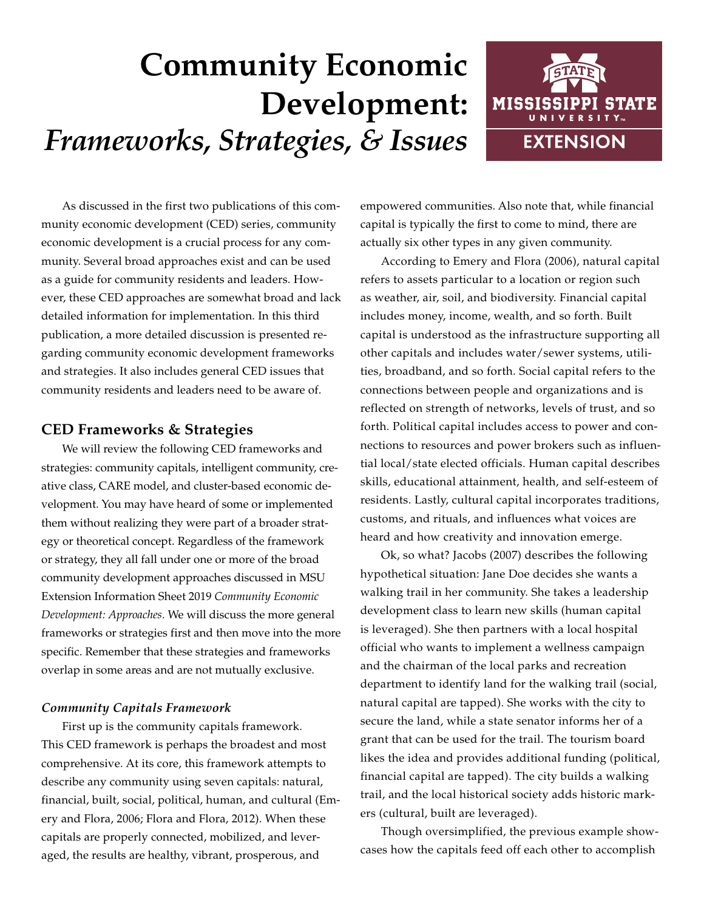# Community Economic Development: *Frameworks, Strategies, & Issues*

As discussed in the first two publications of this community economic development (CED) series, community economic development is a crucial process for any community. Several broad approaches exist and can be used as a guide for community residents and leaders. However, these CED approaches are somewhat broad and lack detailed information for implementation. In this third publication, a more detailed discussion is presented regarding community economic development frameworks and strategies. It also includes general CED issues that community residents and leaders need to be aware of.

## CED Frameworks & Strategies

We will review the following CED frameworks and strategies: community capitals, intelligent community, creative class, CARE model, and cluster-based economic development. You may have heard of some or implemented them without realizing they were part of a broader strategy or theoretical concept. Regardless of the framework or strategy, they all fall under one or more of the broad community development approaches discussed in MSU Extension Information Sheet 2019 *Community Economic Development: Approaches*. We will discuss the more general frameworks or strategies first and then move into the more specific. Remember that these strategies and frameworks overlap in some areas and are not mutually exclusive.

### *Community Capitals Framework*

First up is the community capitals framework. This CED framework is perhaps the broadest and most comprehensive. At its core, this framework attempts to describe any community using seven capitals: natural, financial, built, social, political, human, and cultural (Emery and Flora, 2006; Flora and Flora, 2012). When these capitals are properly connected, mobilized, and leveraged, the results are healthy, vibrant, prosperous, and empowered communities. Also note that, while financial capital is typically the first to come to mind, there are actually six other types in any given community.

According to Emery and Flora (2006), natural capital refers to assets particular to a location or region such as weather, air, soil, and biodiversity. Financial capital includes money, income, wealth, and so forth. Built capital is understood as the infrastructure supporting all other capitals and includes water/sewer systems, utilities, broadband, and so forth. Social capital refers to the connections between people and organizations and is reflected on strength of networks, levels of trust, and so forth. Political capital includes access to power and connections to resources and power brokers such as influential local/state elected officials. Human capital describes skills, educational attainment, health, and self-esteem of residents. Lastly, cultural capital incorporates traditions, customs, and rituals, and influences what voices are heard and how creativity and innovation emerge.

Ok, so what? Jacobs (2007) describes the following hypothetical situation: Jane Doe decides she wants a walking trail in her community. She takes a leadership development class to learn new skills (human capital is leveraged). She then partners with a local hospital official who wants to implement a wellness campaign and the chairman of the local parks and recreation department to identify land for the walking trail (social, natural capital are tapped). She works with the city to secure the land, while a state senator informs her of a grant that can be used for the trail. The tourism board likes the idea and provides additional funding (political, financial capital are tapped). The city builds a walking trail, and the local historical society adds historic markers (cultural, built are leveraged).

Though oversimplified, the previous example showcases how the capitals feed off each other to accomplish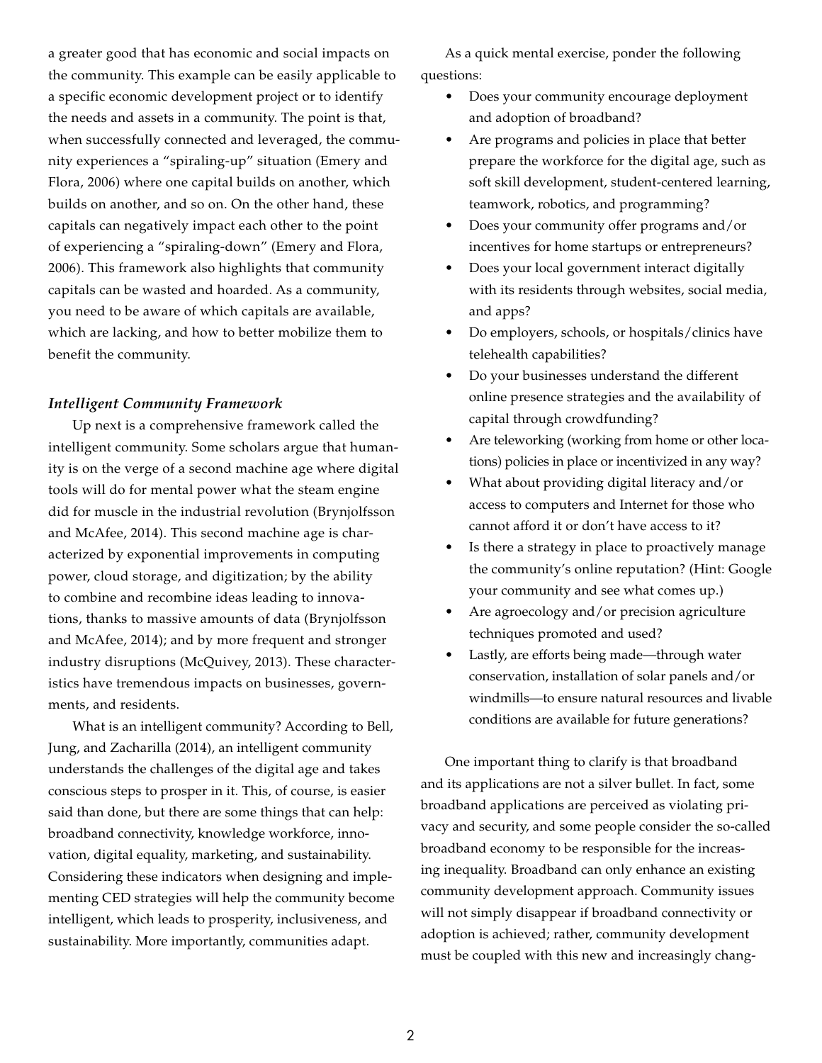a greater good that has economic and social impacts on the community. This example can be easily applicable to a specific economic development project or to identify the needs and assets in a community. The point is that, when successfully connected and leveraged, the community experiences a "spiraling-up" situation (Emery and Flora, 2006) where one capital builds on another, which builds on another, and so on. On the other hand, these capitals can negatively impact each other to the point of experiencing a "spiraling-down" (Emery and Flora, 2006). This framework also highlights that community capitals can be wasted and hoarded. As a community, you need to be aware of which capitals are available, which are lacking, and how to better mobilize them to benefit the community.

### *Intelligent Community Framework*

Up next is a comprehensive framework called the intelligent community. Some scholars argue that humanity is on the verge of a second machine age where digital tools will do for mental power what the steam engine did for muscle in the industrial revolution (Brynjolfsson and McAfee, 2014). This second machine age is characterized by exponential improvements in computing power, cloud storage, and digitization; by the ability to combine and recombine ideas leading to innovations, thanks to massive amounts of data (Brynjolfsson and McAfee, 2014); and by more frequent and stronger industry disruptions (McQuivey, 2013). These characteristics have tremendous impacts on businesses, governments, and residents.

What is an intelligent community? According to Bell, Jung, and Zacharilla (2014), an intelligent community understands the challenges of the digital age and takes conscious steps to prosper in it. This, of course, is easier said than done, but there are some things that can help: broadband connectivity, knowledge workforce, innovation, digital equality, marketing, and sustainability. Considering these indicators when designing and implementing CED strategies will help the community become intelligent, which leads to prosperity, inclusiveness, and sustainability. More importantly, communities adapt.

As a quick mental exercise, ponder the following questions:

- Does your community encourage deployment and adoption of broadband?
- Are programs and policies in place that better prepare the workforce for the digital age, such as soft skill development, student-centered learning, teamwork, robotics, and programming?
- Does your community offer programs and/or incentives for home startups or entrepreneurs?
- Does your local government interact digitally with its residents through websites, social media, and apps?
- Do employers, schools, or hospitals/clinics have telehealth capabilities?
- Do your businesses understand the different online presence strategies and the availability of capital through crowdfunding?
- Are teleworking (working from home or other locations) policies in place or incentivized in any way?
- What about providing digital literacy and/or access to computers and Internet for those who cannot afford it or don't have access to it?
- Is there a strategy in place to proactively manage the community's online reputation? (Hint: Google your community and see what comes up.)
- Are agroecology and/or precision agriculture techniques promoted and used?
- Lastly, are efforts being made—through water conservation, installation of solar panels and/or windmills—to ensure natural resources and livable conditions are available for future generations?

One important thing to clarify is that broadband and its applications are not a silver bullet. In fact, some broadband applications are perceived as violating privacy and security, and some people consider the so-called broadband economy to be responsible for the increasing inequality. Broadband can only enhance an existing community development approach. Community issues will not simply disappear if broadband connectivity or adoption is achieved; rather, community development must be coupled with this new and increasingly chang-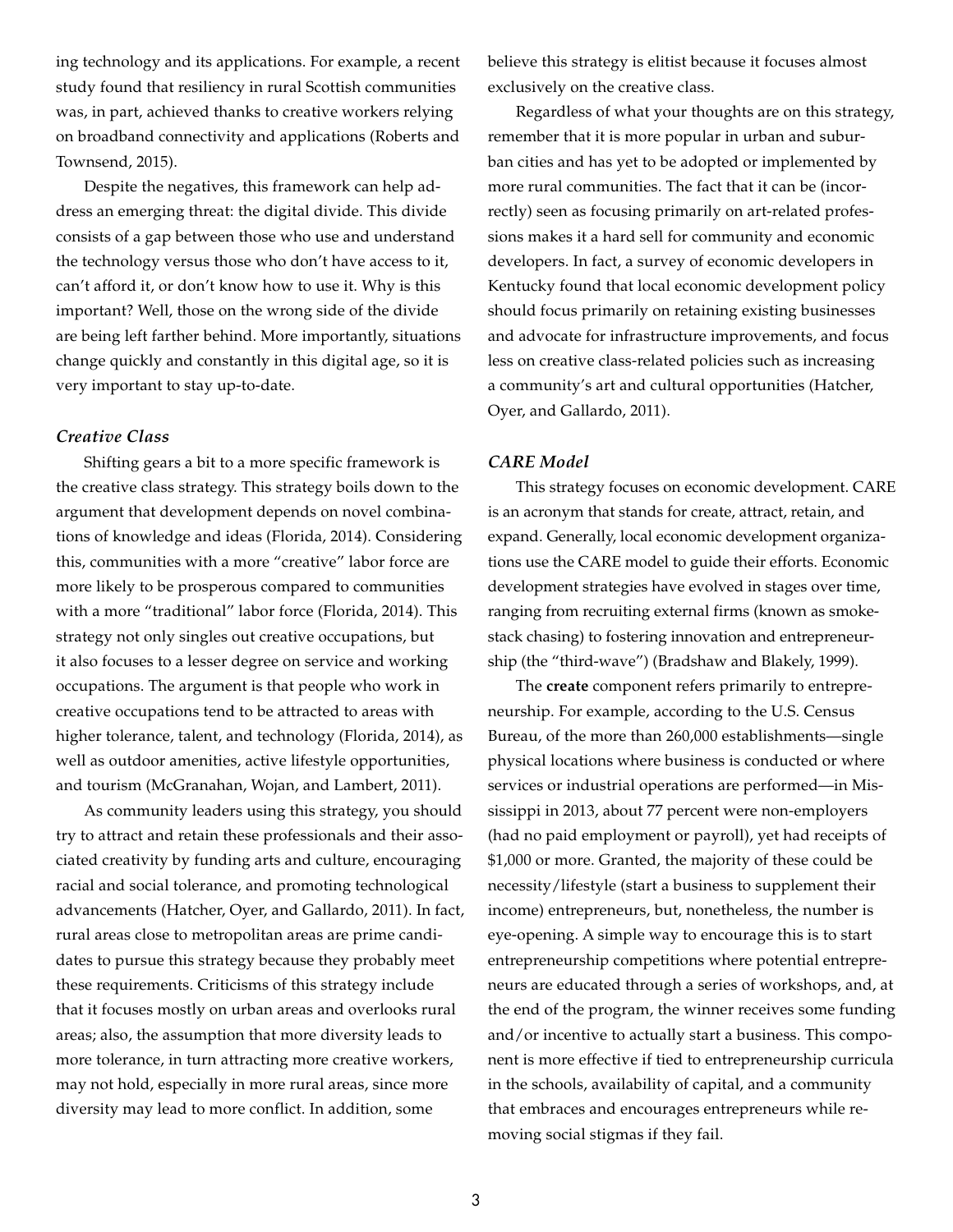ing technology and its applications. For example, a recent study found that resiliency in rural Scottish communities was, in part, achieved thanks to creative workers relying on broadband connectivity and applications (Roberts and Townsend, 2015).

Despite the negatives, this framework can help address an emerging threat: the digital divide. This divide consists of a gap between those who use and understand the technology versus those who don't have access to it, can't afford it, or don't know how to use it. Why is this important? Well, those on the wrong side of the divide are being left farther behind. More importantly, situations change quickly and constantly in this digital age, so it is very important to stay up-to-date.

### *Creative Class*

Shifting gears a bit to a more specific framework is the creative class strategy. This strategy boils down to the argument that development depends on novel combinations of knowledge and ideas (Florida, 2014). Considering this, communities with a more "creative" labor force are more likely to be prosperous compared to communities with a more "traditional" labor force (Florida, 2014). This strategy not only singles out creative occupations, but it also focuses to a lesser degree on service and working occupations. The argument is that people who work in creative occupations tend to be attracted to areas with higher tolerance, talent, and technology (Florida, 2014), as well as outdoor amenities, active lifestyle opportunities, and tourism (McGranahan, Wojan, and Lambert, 2011).

As community leaders using this strategy, you should try to attract and retain these professionals and their associated creativity by funding arts and culture, encouraging racial and social tolerance, and promoting technological advancements (Hatcher, Oyer, and Gallardo, 2011). In fact, rural areas close to metropolitan areas are prime candidates to pursue this strategy because they probably meet these requirements. Criticisms of this strategy include that it focuses mostly on urban areas and overlooks rural areas; also, the assumption that more diversity leads to more tolerance, in turn attracting more creative workers, may not hold, especially in more rural areas, since more diversity may lead to more conflict. In addition, some believe this strategy is elitist because it focuses almost exclusively on the creative class.

Regardless of what your thoughts are on this strategy, remember that it is more popular in urban and suburban cities and has yet to be adopted or implemented by more rural communities. The fact that it can be (incorrectly) seen as focusing primarily on art-related professions makes it a hard sell for community and economic developers. In fact, a survey of economic developers in Kentucky found that local economic development policy should focus primarily on retaining existing businesses and advocate for infrastructure improvements, and focus less on creative class-related policies such as increasing a community's art and cultural opportunities (Hatcher, Oyer, and Gallardo, 2011).

### *CARE Model*

This strategy focuses on economic development. CARE is an acronym that stands for create, attract, retain, and expand. Generally, local economic development organizations use the CARE model to guide their efforts. Economic development strategies have evolved in stages over time, ranging from recruiting external firms (known as smokestack chasing) to fostering innovation and entrepreneurship (the "third-wave") (Bradshaw and Blakely, 1999).

The **create** component refers primarily to entrepreneurship. For example, according to the U.S. Census Bureau, of the more than 260,000 establishments—single physical locations where business is conducted or where services or industrial operations are performed—in Mississippi in 2013, about 77 percent were non-employers (had no paid employment or payroll), yet had receipts of $1,000 or more. Granted, the majority of these could be necessity/lifestyle (start a business to supplement their income) entrepreneurs, but, nonetheless, the number is eye-opening. A simple way to encourage this is to start entrepreneurship competitions where potential entrepreneurs are educated through a series of workshops, and, at the end of the program, the winner receives some funding and/or incentive to actually start a business. This component is more effective if tied to entrepreneurship curricula in the schools, availability of capital, and a community that embraces and encourages entrepreneurs while removing social stigmas if they fail.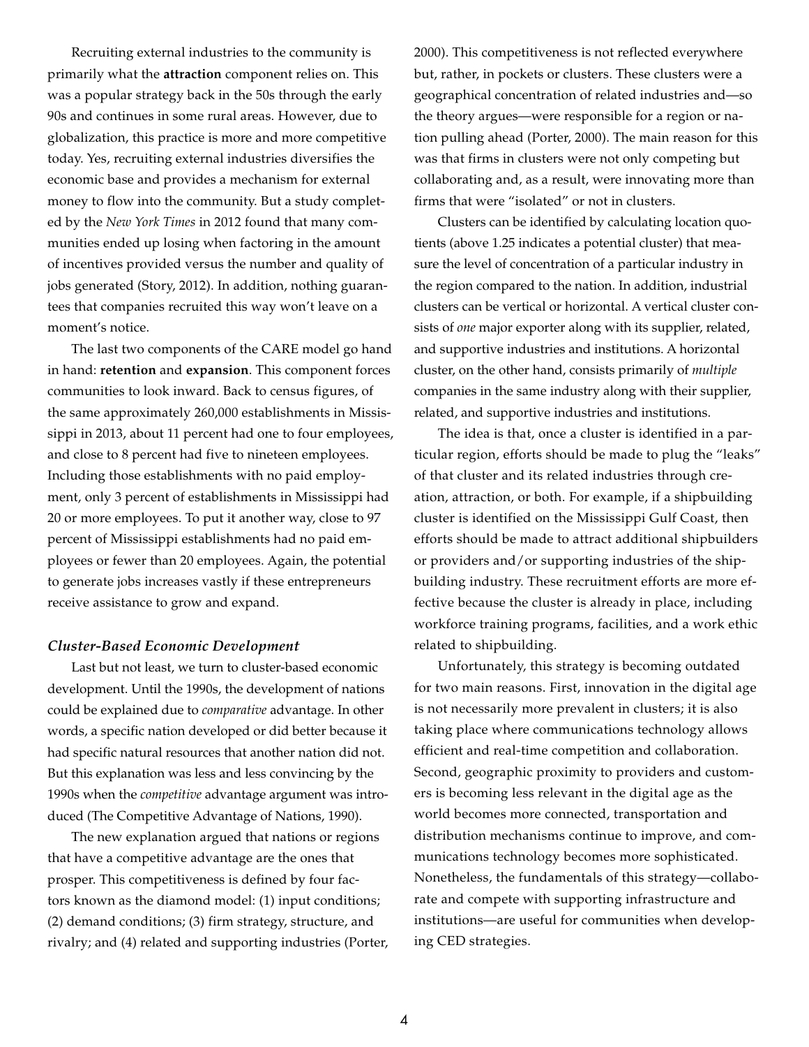Recruiting external industries to the community is primarily what the **attraction** component relies on. This was a popular strategy back in the 50s through the early 90s and continues in some rural areas. However, due to globalization, this practice is more and more competitive today. Yes, recruiting external industries diversifies the economic base and provides a mechanism for external money to flow into the community. But a study completed by the *New York Times* in 2012 found that many communities ended up losing when factoring in the amount of incentives provided versus the number and quality of jobs generated (Story, 2012). In addition, nothing guarantees that companies recruited this way won't leave on a moment's notice.

The last two components of the CARE model go hand in hand: **retention** and **expansion**. This component forces communities to look inward. Back to census figures, of the same approximately 260,000 establishments in Mississippi in 2013, about 11 percent had one to four employees, and close to 8 percent had five to nineteen employees. Including those establishments with no paid employment, only 3 percent of establishments in Mississippi had 20 or more employees. To put it another way, close to 97 percent of Mississippi establishments had no paid employees or fewer than 20 employees. Again, the potential to generate jobs increases vastly if these entrepreneurs receive assistance to grow and expand.

### *Cluster-Based Economic Development*

Last but not least, we turn to cluster-based economic development. Until the 1990s, the development of nations could be explained due to *comparative* advantage. In other words, a specific nation developed or did better because it had specific natural resources that another nation did not. But this explanation was less and less convincing by the 1990s when the *competitive* advantage argument was introduced (The Competitive Advantage of Nations, 1990).

The new explanation argued that nations or regions that have a competitive advantage are the ones that prosper. This competitiveness is defined by four factors known as the diamond model: (1) input conditions; (2) demand conditions; (3) firm strategy, structure, and rivalry; and (4) related and supporting industries (Porter, 2000). This competitiveness is not reflected everywhere but, rather, in pockets or clusters. These clusters were a geographical concentration of related industries and—so the theory argues—were responsible for a region or nation pulling ahead (Porter, 2000). The main reason for this was that firms in clusters were not only competing but collaborating and, as a result, were innovating more than firms that were "isolated" or not in clusters.

Clusters can be identified by calculating location quotients (above 1.25 indicates a potential cluster) that measure the level of concentration of a particular industry in the region compared to the nation. In addition, industrial clusters can be vertical or horizontal. A vertical cluster consists of *one* major exporter along with its supplier, related, and supportive industries and institutions. A horizontal cluster, on the other hand, consists primarily of *multiple* companies in the same industry along with their supplier, related, and supportive industries and institutions.

The idea is that, once a cluster is identified in a particular region, efforts should be made to plug the "leaks" of that cluster and its related industries through creation, attraction, or both. For example, if a shipbuilding cluster is identified on the Mississippi Gulf Coast, then efforts should be made to attract additional shipbuilders or providers and/or supporting industries of the shipbuilding industry. These recruitment efforts are more effective because the cluster is already in place, including workforce training programs, facilities, and a work ethic related to shipbuilding.

Unfortunately, this strategy is becoming outdated for two main reasons. First, innovation in the digital age is not necessarily more prevalent in clusters; it is also taking place where communications technology allows efficient and real-time competition and collaboration. Second, geographic proximity to providers and customers is becoming less relevant in the digital age as the world becomes more connected, transportation and distribution mechanisms continue to improve, and communications technology becomes more sophisticated. Nonetheless, the fundamentals of this strategy—collaborate and compete with supporting infrastructure and institutions—are useful for communities when developing CED strategies.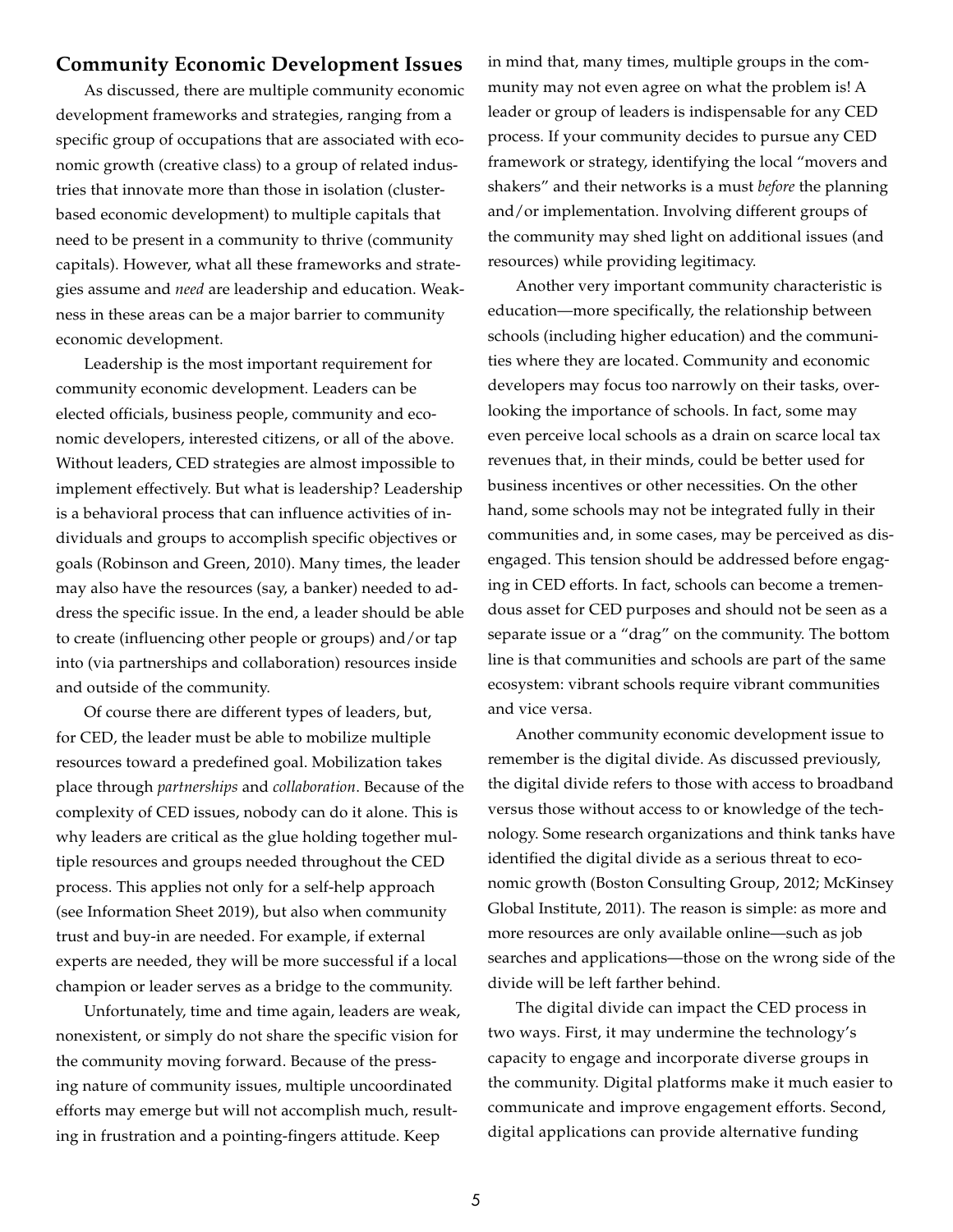## Community Economic Development Issues

As discussed, there are multiple community economic development frameworks and strategies, ranging from a specific group of occupations that are associated with economic growth (creative class) to a group of related industries that innovate more than those in isolation (cluster-based economic development) to multiple capitals that need to be present in a community to thrive (community capitals). However, what all these frameworks and strategies assume and *need* are leadership and education. Weakness in these areas can be a major barrier to community economic development.

Leadership is the most important requirement for community economic development. Leaders can be elected officials, business people, community and economic developers, interested citizens, or all of the above. Without leaders, CED strategies are almost impossible to implement effectively. But what is leadership? Leadership is a behavioral process that can influence activities of individuals and groups to accomplish specific objectives or goals (Robinson and Green, 2010). Many times, the leader may also have the resources (say, a banker) needed to address the specific issue. In the end, a leader should be able to create (influencing other people or groups) and/or tap into (via partnerships and collaboration) resources inside and outside of the community.

Of course there are different types of leaders, but, for CED, the leader must be able to mobilize multiple resources toward a predefined goal. Mobilization takes place through *partnerships* and *collaboration*. Because of the complexity of CED issues, nobody can do it alone. This is why leaders are critical as the glue holding together multiple resources and groups needed throughout the CED process. This applies not only for a self-help approach (see Information Sheet 2019), but also when community trust and buy-in are needed. For example, if external experts are needed, they will be more successful if a local champion or leader serves as a bridge to the community.

Unfortunately, time and time again, leaders are weak, nonexistent, or simply do not share the specific vision for the community moving forward. Because of the pressing nature of community issues, multiple uncoordinated efforts may emerge but will not accomplish much, resulting in frustration and a pointing-fingers attitude. Keep in mind that, many times, multiple groups in the community may not even agree on what the problem is! A leader or group of leaders is indispensable for any CED process. If your community decides to pursue any CED framework or strategy, identifying the local "movers and shakers" and their networks is a must *before* the planning and/or implementation. Involving different groups of the community may shed light on additional issues (and resources) while providing legitimacy.

Another very important community characteristic is education—more specifically, the relationship between schools (including higher education) and the communities where they are located. Community and economic developers may focus too narrowly on their tasks, overlooking the importance of schools. In fact, some may even perceive local schools as a drain on scarce local tax revenues that, in their minds, could be better used for business incentives or other necessities. On the other hand, some schools may not be integrated fully in their communities and, in some cases, may be perceived as disengaged. This tension should be addressed before engaging in CED efforts. In fact, schools can become a tremendous asset for CED purposes and should not be seen as a separate issue or a "drag" on the community. The bottom line is that communities and schools are part of the same ecosystem: vibrant schools require vibrant communities and vice versa.

Another community economic development issue to remember is the digital divide. As discussed previously, the digital divide refers to those with access to broadband versus those without access to or knowledge of the technology. Some research organizations and think tanks have identified the digital divide as a serious threat to economic growth (Boston Consulting Group, 2012; McKinsey Global Institute, 2011). The reason is simple: as more and more resources are only available online—such as job searches and applications—those on the wrong side of the divide will be left farther behind.

The digital divide can impact the CED process in two ways. First, it may undermine the technology's capacity to engage and incorporate diverse groups in the community. Digital platforms make it much easier to communicate and improve engagement efforts. Second, digital applications can provide alternative funding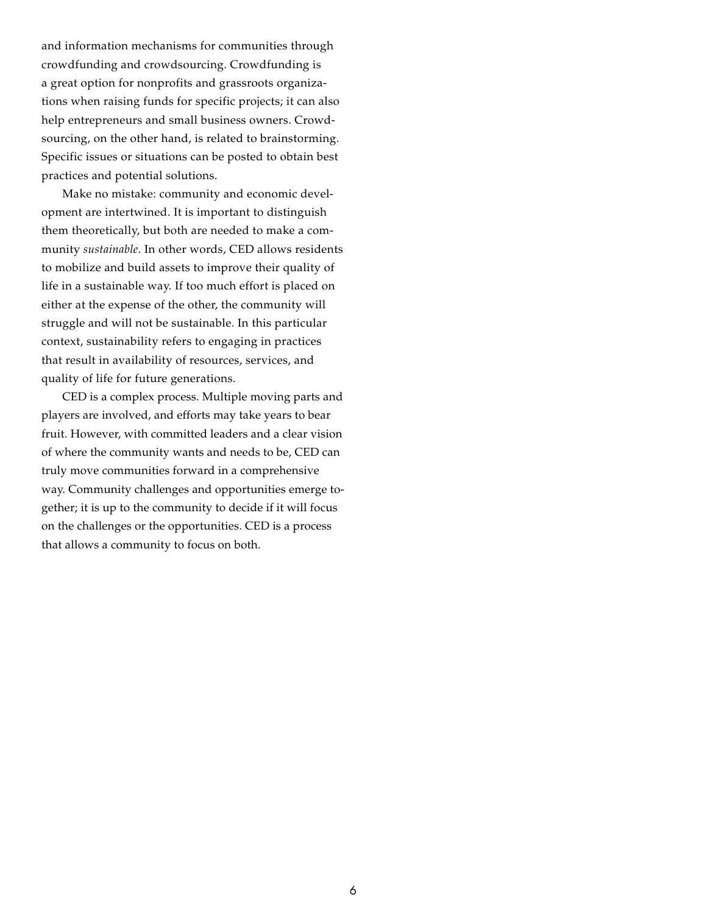and information mechanisms for communities through crowdfunding and crowdsourcing. Crowdfunding is a great option for nonprofits and grassroots organizations when raising funds for specific projects; it can also help entrepreneurs and small business owners. Crowdsourcing, on the other hand, is related to brainstorming. Specific issues or situations can be posted to obtain best practices and potential solutions.

Make no mistake: community and economic development are intertwined. It is important to distinguish them theoretically, but both are needed to make a community *sustainable*. In other words, CED allows residents to mobilize and build assets to improve their quality of life in a sustainable way. If too much effort is placed on either at the expense of the other, the community will struggle and will not be sustainable. In this particular context, sustainability refers to engaging in practices that result in availability of resources, services, and quality of life for future generations.

CED is a complex process. Multiple moving parts and players are involved, and efforts may take years to bear fruit. However, with committed leaders and a clear vision of where the community wants and needs to be, CED can truly move communities forward in a comprehensive way. Community challenges and opportunities emerge together; it is up to the community to decide if it will focus on the challenges or the opportunities. CED is a process that allows a community to focus on both.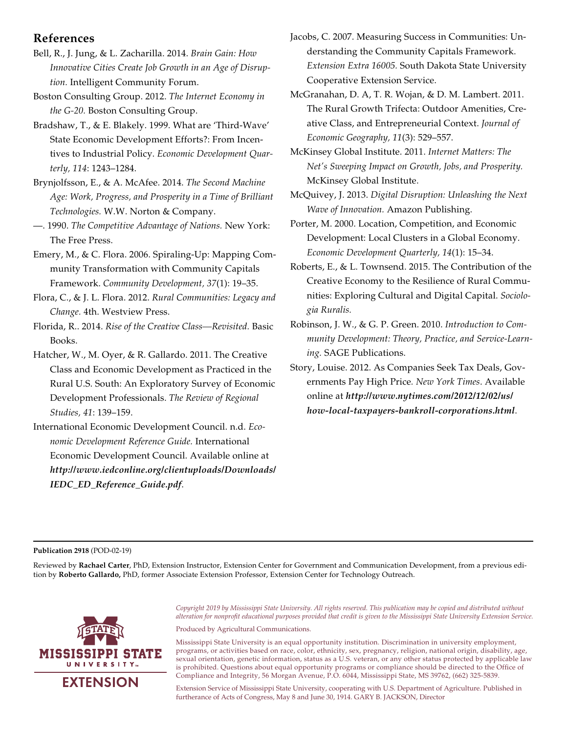## References

Bell, R., J. Jung, & L. Zacharilla. 2014. *Brain Gain: How Innovative Cities Create Job Growth in an Age of Disruption.* Intelligent Community Forum.

Boston Consulting Group. 2012. *The Internet Economy in the G-20.* Boston Consulting Group.

Bradshaw, T., & E. Blakely. 1999. What are 'Third-Wave' State Economic Development Efforts?: From Incentives to Industrial Policy. *Economic Development Quarterly, 114*: 1243–1284.

Brynjolfsson, E., & A. McAfee. 2014. *The Second Machine Age: Work, Progress, and Prosperity in a Time of Brilliant Technologies.* W.W. Norton & Company.

—. 1990. *The Competitive Advantage of Nations.* New York: The Free Press.

Emery, M., & C. Flora. 2006. Spiraling-Up: Mapping Community Transformation with Community Capitals Framework. *Community Development, 37*(1): 19–35.

Flora, C., & J. L. Flora. 2012. *Rural Communities: Legacy and Change.* 4th. Westview Press.

Florida, R.. 2014. *Rise of the Creative Class—Revisited.* Basic Books.

Hatcher, W., M. Oyer, & R. Gallardo. 2011. The Creative Class and Economic Development as Practiced in the Rural U.S. South: An Exploratory Survey of Economic Development Professionals. *The Review of Regional Studies, 41*: 139–159.

International Economic Development Council. n.d. *Economic Development Reference Guide.* International Economic Development Council. Available online at ***http://www.iedconline.org/clientuploads/Downloads/IEDC_ED_Reference_Guide.pdf***.

Jacobs, C. 2007. Measuring Success in Communities: Understanding the Community Capitals Framework. *Extension Extra 16005.* South Dakota State University Cooperative Extension Service.

McGranahan, D. A, T. R. Wojan, & D. M. Lambert. 2011. The Rural Growth Trifecta: Outdoor Amenities, Creative Class, and Entrepreneurial Context. *Journal of Economic Geography, 11*(3): 529–557.

McKinsey Global Institute. 2011. *Internet Matters: The Net's Sweeping Impact on Growth, Jobs, and Prosperity.* McKinsey Global Institute.

McQuivey, J. 2013. *Digital Disruption: Unleashing the Next Wave of Innovation.* Amazon Publishing.

Porter, M. 2000. Location, Competition, and Economic Development: Local Clusters in a Global Economy. *Economic Development Quarterly, 14*(1): 15–34.

Roberts, E., & L. Townsend. 2015. The Contribution of the Creative Economy to the Resilience of Rural Communities: Exploring Cultural and Digital Capital. *Sociologia Ruralis.*

Robinson, J. W., & G. P. Green. 2010. *Introduction to Community Development: Theory, Practice, and Service-Learning.* SAGE Publications.

Story, Louise. 2012. As Companies Seek Tax Deals, Governments Pay High Price. *New York Times*. Available online at ***http://www.nytimes.com/2012/12/02/us/how-local-taxpayers-bankroll-corporations.html***.

---

**Publication 2918** (POD-02-19)

Reviewed by **Rachael Carter**, PhD, Extension Instructor, Extension Center for Government and Communication Development, from a previous edition by **Roberto Gallardo,** PhD, former Associate Extension Professor, Extension Center for Technology Outreach.

MISSISSIPPI STATE UNIVERSITY EXTENSION

*Copyright 2019 by Mississippi State University. All rights reserved. This publication may be copied and distributed without alteration for nonprofit educational purposes provided that credit is given to the Mississippi State University Extension Service.*

Produced by Agricultural Communications.

Mississippi State University is an equal opportunity institution. Discrimination in university employment, programs, or activities based on race, color, ethnicity, sex, pregnancy, religion, national origin, disability, age, sexual orientation, genetic information, status as a U.S. veteran, or any other status protected by applicable law is prohibited. Questions about equal opportunity programs or compliance should be directed to the Office of Compliance and Integrity, 56 Morgan Avenue, P.O. 6044, Mississippi State, MS 39762, (662) 325-5839.

Extension Service of Mississippi State University, cooperating with U.S. Department of Agriculture. Published in furtherance of Acts of Congress, May 8 and June 30, 1914. GARY B. JACKSON, Director